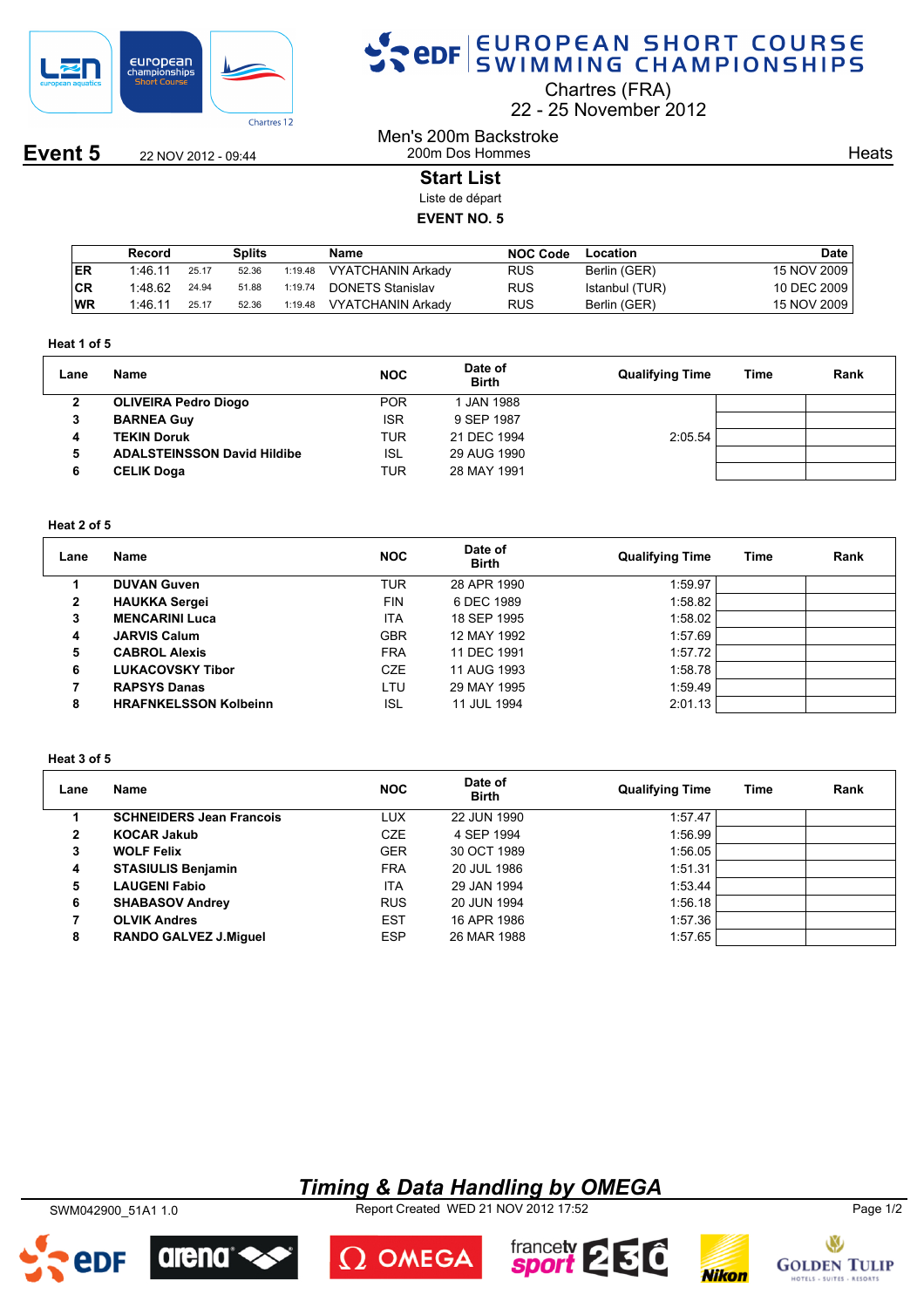# EUROPEAN SHORT COURSE SWIMMING CHAMPIONSHIPS

Chartres (FRA)
22 - 25 November 2012

**Event 5** 22 NOV 2012 - 09:44

## Men's 200m Backstroke
200m Dos Hommes

Heats

### Start List
Liste de départ

**EVENT NO. 5**

| | Record | Splits | | | Name | NOC Code | Location | Date |
|---|---|---|---|---|---|---|---|---|
| ER | 1:46.11 | 25.17 | 52.36 | 1:19.48 | VYATCHANIN Arkady | RUS | Berlin (GER) | 15 NOV 2009 |
| CR | 1:48.62 | 24.94 | 51.88 | 1:19.74 | DONETS Stanislav | RUS | Istanbul (TUR) | 10 DEC 2009 |
| WR | 1:46.11 | 25.17 | 52.36 | 1:19.48 | VYATCHANIN Arkady | RUS | Berlin (GER) | 15 NOV 2009 |

**Heat 1 of 5**

| Lane | Name | NOC | Date of Birth | Qualifying Time | Time | Rank |
|---|---|---|---|---|---|---|
| 2 | **OLIVEIRA Pedro Diogo** | POR | 1 JAN 1988 | | | |
| 3 | **BARNEA Guy** | ISR | 9 SEP 1987 | | | |
| 4 | **TEKIN Doruk** | TUR | 21 DEC 1994 | 2:05.54 | | |
| 5 | **ADALSTEINSSON David Hildibe** | ISL | 29 AUG 1990 | | | |
| 6 | **CELIK Doga** | TUR | 28 MAY 1991 | | | |

**Heat 2 of 5**

| Lane | Name | NOC | Date of Birth | Qualifying Time | Time | Rank |
|---|---|---|---|---|---|---|
| 1 | **DUVAN Guven** | TUR | 28 APR 1990 | 1:59.97 | | |
| 2 | **HAUKKA Sergei** | FIN | 6 DEC 1989 | 1:58.82 | | |
| 3 | **MENCARINI Luca** | ITA | 18 SEP 1995 | 1:58.02 | | |
| 4 | **JARVIS Calum** | GBR | 12 MAY 1992 | 1:57.69 | | |
| 5 | **CABROL Alexis** | FRA | 11 DEC 1991 | 1:57.72 | | |
| 6 | **LUKACOVSKY Tibor** | CZE | 11 AUG 1993 | 1:58.78 | | |
| 7 | **RAPSYS Danas** | LTU | 29 MAY 1995 | 1:59.49 | | |
| 8 | **HRAFNKELSSON Kolbeinn** | ISL | 11 JUL 1994 | 2:01.13 | | |

**Heat 3 of 5**

| Lane | Name | NOC | Date of Birth | Qualifying Time | Time | Rank |
|---|---|---|---|---|---|---|
| 1 | **SCHNEIDERS Jean Francois** | LUX | 22 JUN 1990 | 1:57.47 | | |
| 2 | **KOCAR Jakub** | CZE | 4 SEP 1994 | 1:56.99 | | |
| 3 | **WOLF Felix** | GER | 30 OCT 1989 | 1:56.05 | | |
| 4 | **STASIULIS Benjamin** | FRA | 20 JUL 1986 | 1:51.31 | | |
| 5 | **LAUGENI Fabio** | ITA | 29 JAN 1994 | 1:53.44 | | |
| 6 | **SHABASOV Andrey** | RUS | 20 JUN 1994 | 1:56.18 | | |
| 7 | **OLVIK Andres** | EST | 16 APR 1986 | 1:57.36 | | |
| 8 | **RANDO GALVEZ J.Miguel** | ESP | 26 MAR 1988 | 1:57.65 | | |

*Timing & Data Handling by OMEGA*

SWM042900_51A1 1.0 Report Created WED 21 NOV 2012 17:52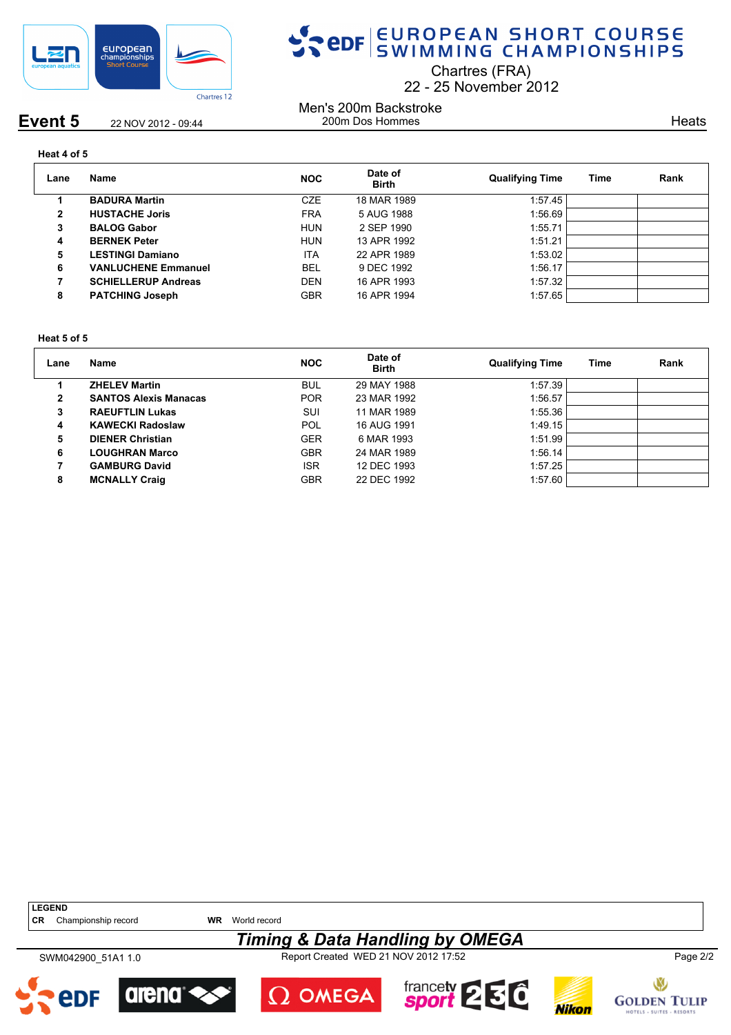# EUROPEAN SHORT COURSE SWIMMING CHAMPIONSHIPS

Chartres (FRA)
22 - 25 November 2012

**Event 5** 22 NOV 2012 - 09:44

Men's 200m Backstroke
200m Dos Hommes

Heats

**Heat 4 of 5**

| Lane | Name | NOC | Date of Birth | Qualifying Time | Time | Rank |
|---|---|---|---|---|---|---|
| 1 | **BADURA Martin** | CZE | 18 MAR 1989 | 1:57.45 | | |
| 2 | **HUSTACHE Joris** | FRA | 5 AUG 1988 | 1:56.69 | | |
| 3 | **BALOG Gabor** | HUN | 2 SEP 1990 | 1:55.71 | | |
| 4 | **BERNEK Peter** | HUN | 13 APR 1992 | 1:51.21 | | |
| 5 | **LESTINGI Damiano** | ITA | 22 APR 1989 | 1:53.02 | | |
| 6 | **VANLUCHENE Emmanuel** | BEL | 9 DEC 1992 | 1:56.17 | | |
| 7 | **SCHIELLERUP Andreas** | DEN | 16 APR 1993 | 1:57.32 | | |
| 8 | **PATCHING Joseph** | GBR | 16 APR 1994 | 1:57.65 | | |

**Heat 5 of 5**

| Lane | Name | NOC | Date of Birth | Qualifying Time | Time | Rank |
|---|---|---|---|---|---|---|
| 1 | **ZHELEV Martin** | BUL | 29 MAY 1988 | 1:57.39 | | |
| 2 | **SANTOS Alexis Manacas** | POR | 23 MAR 1992 | 1:56.57 | | |
| 3 | **RAEUFTLIN Lukas** | SUI | 11 MAR 1989 | 1:55.36 | | |
| 4 | **KAWECKI Radoslaw** | POL | 16 AUG 1991 | 1:49.15 | | |
| 5 | **DIENER Christian** | GER | 6 MAR 1993 | 1:51.99 | | |
| 6 | **LOUGHRAN Marco** | GBR | 24 MAR 1989 | 1:56.14 | | |
| 7 | **GAMBURG David** | ISR | 12 DEC 1993 | 1:57.25 | | |
| 8 | **MCNALLY Craig** | GBR | 22 DEC 1992 | 1:57.60 | | |

**LEGEND**
**CR** Championship record **WR** World record

***Timing & Data Handling by OMEGA***

SWM042900_51A1 1.0 Report Created WED 21 NOV 2012 17:52